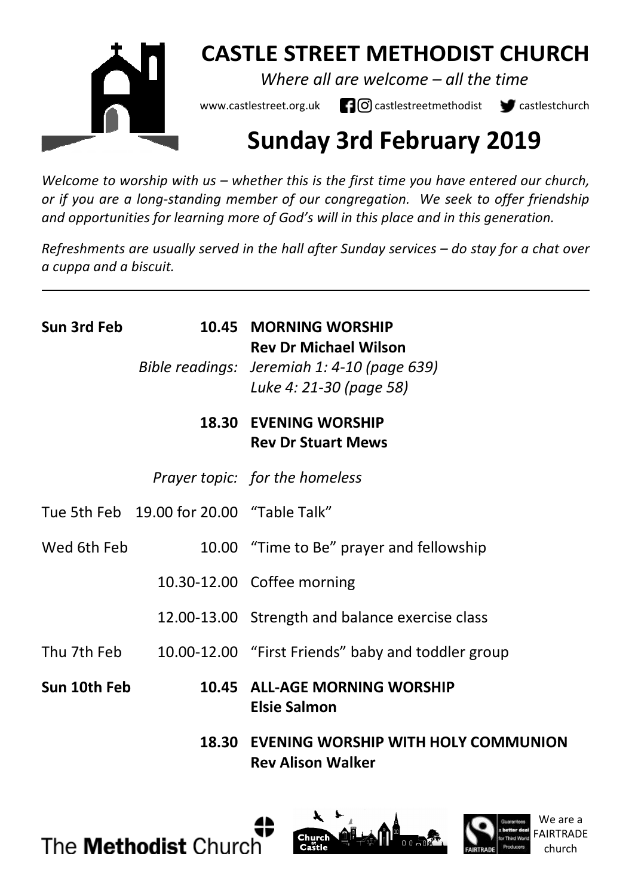# CASTLE STREET METHODIST CHURCH

*Where all are welcome – all the time*

www.castlestreet.org.uk castlestreetmethodist castlestchurch

## Sunday 3rd February 2019

*Welcome to worship with us – whether this is the first time you have entered our church, or if you are a long-standing member of our congregation. We seek to offer friendship and opportunities for learning more of God's will in this place and in this generation.*

*Refreshments are usually served in the hall after Sunday services – do stay for a chat over a cuppa and a biscuit.*

---

| | | |
|---|---|---|
| **Sun 3rd Feb** | **10.45** | **MORNING WORSHIP**<br>**Rev Dr Michael Wilson** |
| | *Bible readings:* | *Jeremiah 1: 4-10 (page 639)*<br>*Luke 4: 21-30 (page 58)* |
| | **18.30** | **EVENING WORSHIP**<br>**Rev Dr Stuart Mews** |
| | *Prayer topic:* | *for the homeless* |
| Tue 5th Feb | 19.00 for 20.00 | "Table Talk" |
| Wed 6th Feb | 10.00 | "Time to Be" prayer and fellowship |
| | 10.30-12.00 | Coffee morning |
| | 12.00-13.00 | Strength and balance exercise class |
| Thu 7th Feb | 10.00-12.00 | "First Friends" baby and toddler group |
| **Sun 10th Feb** | **10.45** | **ALL-AGE MORNING WORSHIP**<br>**Elsie Salmon** |
| | **18.30** | **EVENING WORSHIP WITH HOLY COMMUNION**<br>**Rev Alison Walker** |

The **Methodist** Church

We are a FAIRTRADE church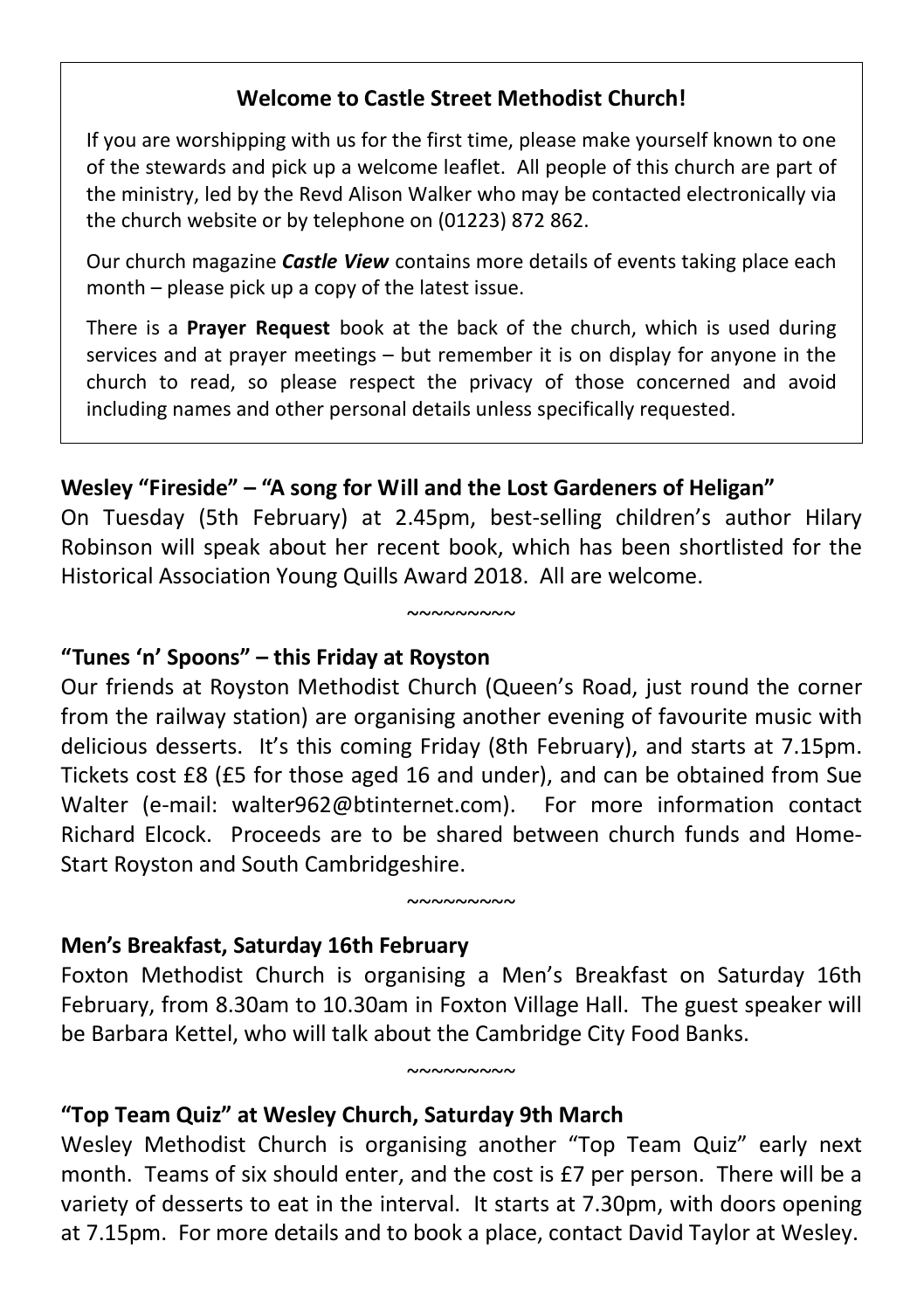**Welcome to Castle Street Methodist Church!**

If you are worshipping with us for the first time, please make yourself known to one of the stewards and pick up a welcome leaflet. All people of this church are part of the ministry, led by the Revd Alison Walker who may be contacted electronically via the church website or by telephone on (01223) 872 862.

Our church magazine ***Castle View*** contains more details of events taking place each month – please pick up a copy of the latest issue.

There is a **Prayer Request** book at the back of the church, which is used during services and at prayer meetings – but remember it is on display for anyone in the church to read, so please respect the privacy of those concerned and avoid including names and other personal details unless specifically requested.

**Wesley "Fireside" – "A song for Will and the Lost Gardeners of Heligan"**

On Tuesday (5th February) at 2.45pm, best-selling children's author Hilary Robinson will speak about her recent book, which has been shortlisted for the Historical Association Young Quills Award 2018. All are welcome.

~~~~~~~~~

**"Tunes 'n' Spoons" – this Friday at Royston**

Our friends at Royston Methodist Church (Queen's Road, just round the corner from the railway station) are organising another evening of favourite music with delicious desserts. It's this coming Friday (8th February), and starts at 7.15pm. Tickets cost £8 (£5 for those aged 16 and under), and can be obtained from Sue Walter (e-mail: walter962@btinternet.com). For more information contact Richard Elcock. Proceeds are to be shared between church funds and Home-Start Royston and South Cambridgeshire.

~~~~~~~~~

**Men's Breakfast, Saturday 16th February**

Foxton Methodist Church is organising a Men's Breakfast on Saturday 16th February, from 8.30am to 10.30am in Foxton Village Hall. The guest speaker will be Barbara Kettel, who will talk about the Cambridge City Food Banks.

~~~~~~~~~

**"Top Team Quiz" at Wesley Church, Saturday 9th March**

Wesley Methodist Church is organising another "Top Team Quiz" early next month. Teams of six should enter, and the cost is £7 per person. There will be a variety of desserts to eat in the interval. It starts at 7.30pm, with doors opening at 7.15pm. For more details and to book a place, contact David Taylor at Wesley.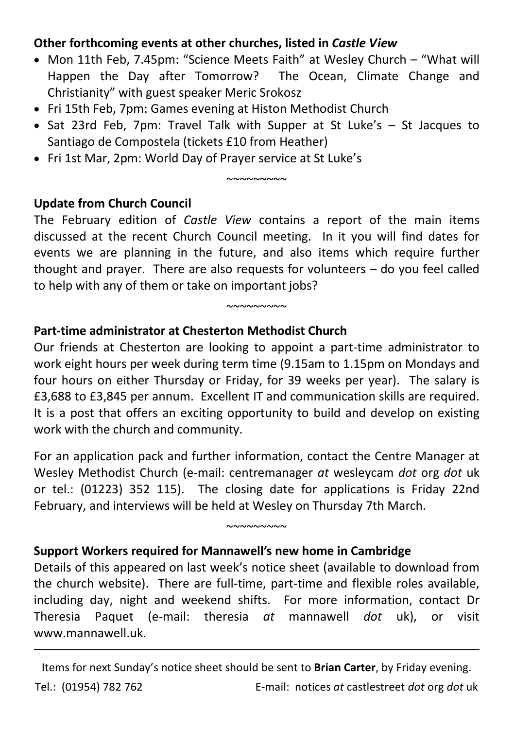**Other forthcoming events at other churches, listed in *Castle View***

- Mon 11th Feb, 7.45pm: "Science Meets Faith" at Wesley Church – "What will Happen the Day after Tomorrow? The Ocean, Climate Change and Christianity" with guest speaker Meric Srokosz
- Fri 15th Feb, 7pm: Games evening at Histon Methodist Church
- Sat 23rd Feb, 7pm: Travel Talk with Supper at St Luke's – St Jacques to Santiago de Compostela (tickets £10 from Heather)
- Fri 1st Mar, 2pm: World Day of Prayer service at St Luke's

~~~~~~~~~

**Update from Church Council**

The February edition of *Castle View* contains a report of the main items discussed at the recent Church Council meeting. In it you will find dates for events we are planning in the future, and also items which require further thought and prayer. There are also requests for volunteers – do you feel called to help with any of them or take on important jobs?

~~~~~~~~~

**Part-time administrator at Chesterton Methodist Church**

Our friends at Chesterton are looking to appoint a part-time administrator to work eight hours per week during term time (9.15am to 1.15pm on Mondays and four hours on either Thursday or Friday, for 39 weeks per year). The salary is £3,688 to £3,845 per annum. Excellent IT and communication skills are required. It is a post that offers an exciting opportunity to build and develop on existing work with the church and community.

For an application pack and further information, contact the Centre Manager at Wesley Methodist Church (e-mail: centremanager *at* wesleycam *dot* org *dot* uk or tel.: (01223) 352 115). The closing date for applications is Friday 22nd February, and interviews will be held at Wesley on Thursday 7th March.

~~~~~~~~~

**Support Workers required for Mannawell's new home in Cambridge**

Details of this appeared on last week's notice sheet (available to download from the church website). There are full-time, part-time and flexible roles available, including day, night and weekend shifts. For more information, contact Dr Theresia Paquet (e-mail: theresia *at* mannawell *dot* uk), or visit www.mannawell.uk.

---

Items for next Sunday's notice sheet should be sent to **Brian Carter**, by Friday evening.

Tel.: (01954) 782 762 E-mail: notices *at* castlestreet *dot* org *dot* uk